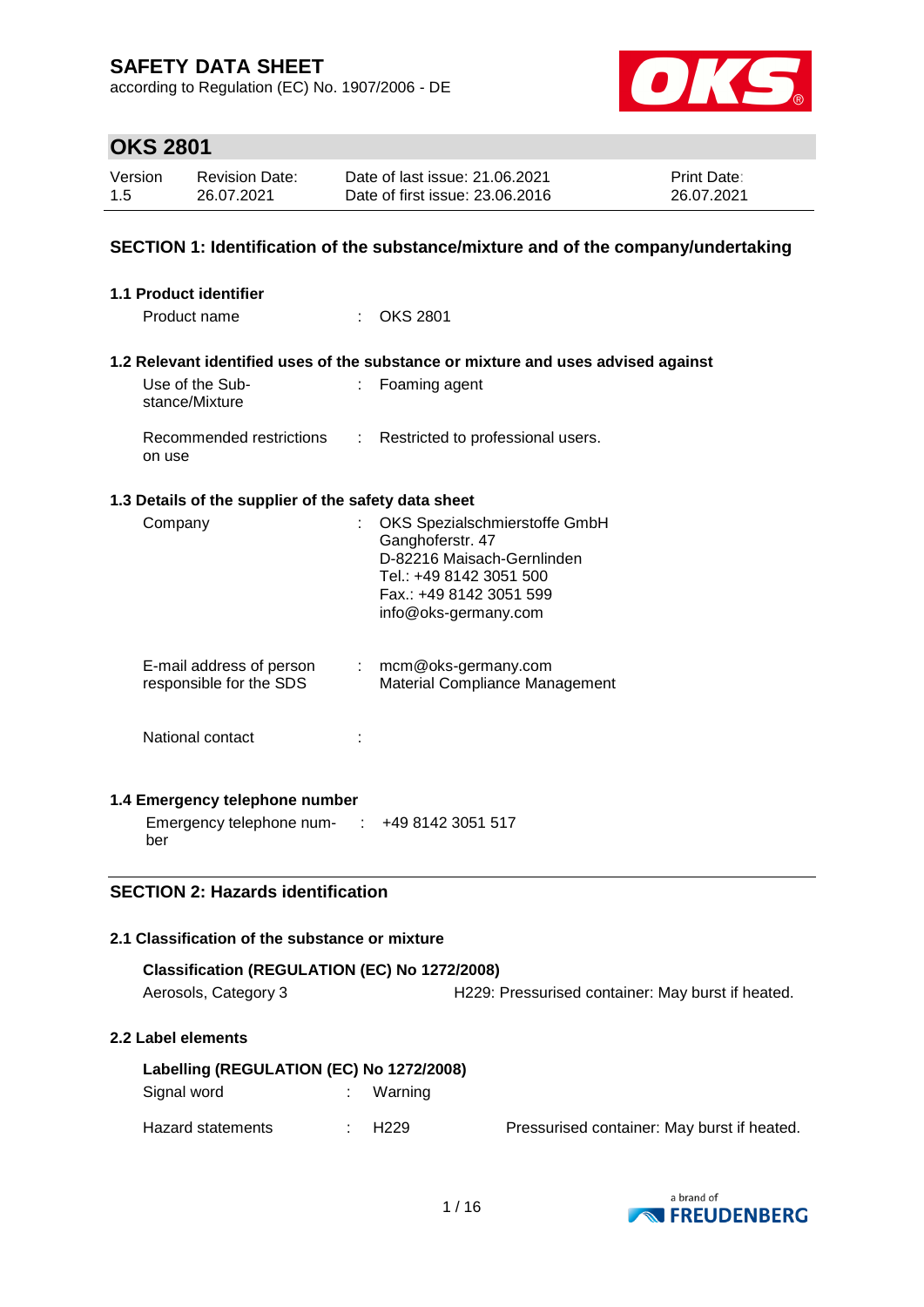# SAFETY DATA SHEET

according to Regulation (EC) No. 1907/2006 - DE

## OKS 2801

| Version | Revision Date: | Date of last issue: 21.06.2021 | Print Date: |
|---|---|---|---|
| 1.5 | 26.07.2021 | Date of first issue: 23.06.2016 | 26.07.2021 |

### SECTION 1: Identification of the substance/mixture and of the company/undertaking

**1.1 Product identifier**

Product name : OKS 2801

**1.2 Relevant identified uses of the substance or mixture and uses advised against**

Use of the Substance/Mixture : Foaming agent

Recommended restrictions on use : Restricted to professional users.

**1.3 Details of the supplier of the safety data sheet**

Company : OKS Spezialschmierstoffe GmbH
Ganghoferstr. 47
D-82216 Maisach-Gernlinden
Tel.: +49 8142 3051 500
Fax.: +49 8142 3051 599
info@oks-germany.com

E-mail address of person responsible for the SDS : mcm@oks-germany.com
Material Compliance Management

National contact :

**1.4 Emergency telephone number**

Emergency telephone number : +49 8142 3051 517

### SECTION 2: Hazards identification

**2.1 Classification of the substance or mixture**

**Classification (REGULATION (EC) No 1272/2008)**

Aerosols, Category 3 — H229: Pressurised container: May burst if heated.

**2.2 Label elements**

**Labelling (REGULATION (EC) No 1272/2008)**

Signal word : Warning

Hazard statements : H229 Pressurised container: May burst if heated.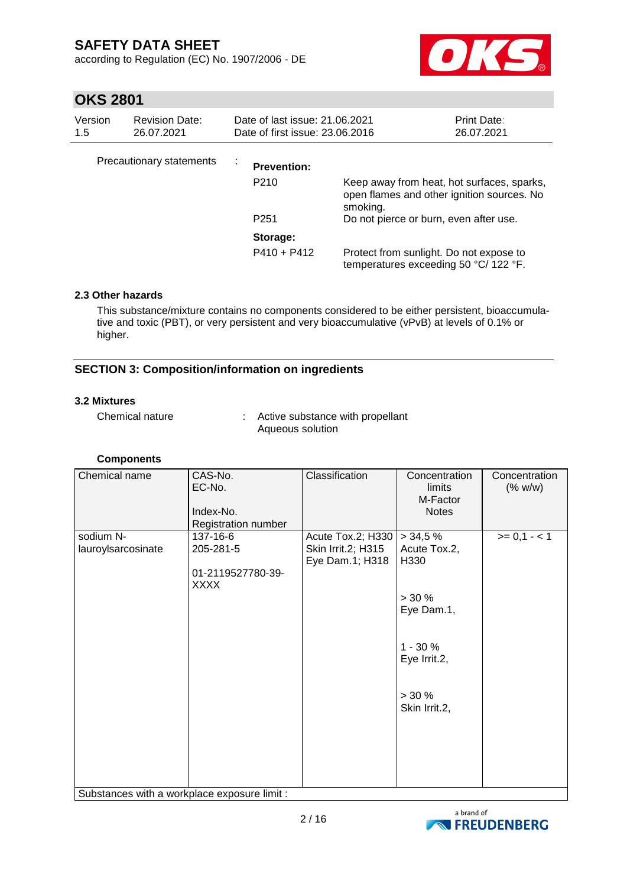| Version 1.5 | Revision Date: 26.07.2021 | Date of last issue: 21.06.2021 Date of first issue: 23.06.2016 | Print Date: 26.07.2021 |
|---|---|---|---|

Precautionary statements :

**Prevention:**

| | |
|---|---|
| P210 | Keep away from heat, hot surfaces, sparks, open flames and other ignition sources. No smoking. |
| P251 | Do not pierce or burn, even after use. |

**Storage:**

| | |
|---|---|
| P410 + P412 | Protect from sunlight. Do not expose to temperatures exceeding 50 °C/ 122 °F. |

### 2.3 Other hazards

This substance/mixture contains no components considered to be either persistent, bioaccumulative and toxic (PBT), or very persistent and very bioaccumulative (vPvB) at levels of 0.1% or higher.

## SECTION 3: Composition/information on ingredients

### 3.2 Mixtures

Chemical nature : Active substance with propellant
Aqueous solution

**Components**

| Chemical name | CAS-No.<br>EC-No.<br><br>Index-No.<br>Registration number | Classification | Concentration limits<br>M-Factor<br>Notes | Concentration (% w/w) |
|---|---|---|---|---|
| sodium N-lauroylsarcosinate | 137-16-6<br>205-281-5<br><br>01-2119527780-39-XXXX | Acute Tox.2; H330<br>Skin Irrit.2; H315<br>Eye Dam.1; H318 | > 34,5 %<br>Acute Tox.2, H330<br><br>> 30 %<br>Eye Dam.1,<br><br>1 - 30 %<br>Eye Irrit.2,<br><br>> 30 %<br>Skin Irrit.2, | >= 0,1 - < 1 |
| Substances with a workplace exposure limit : | | | | |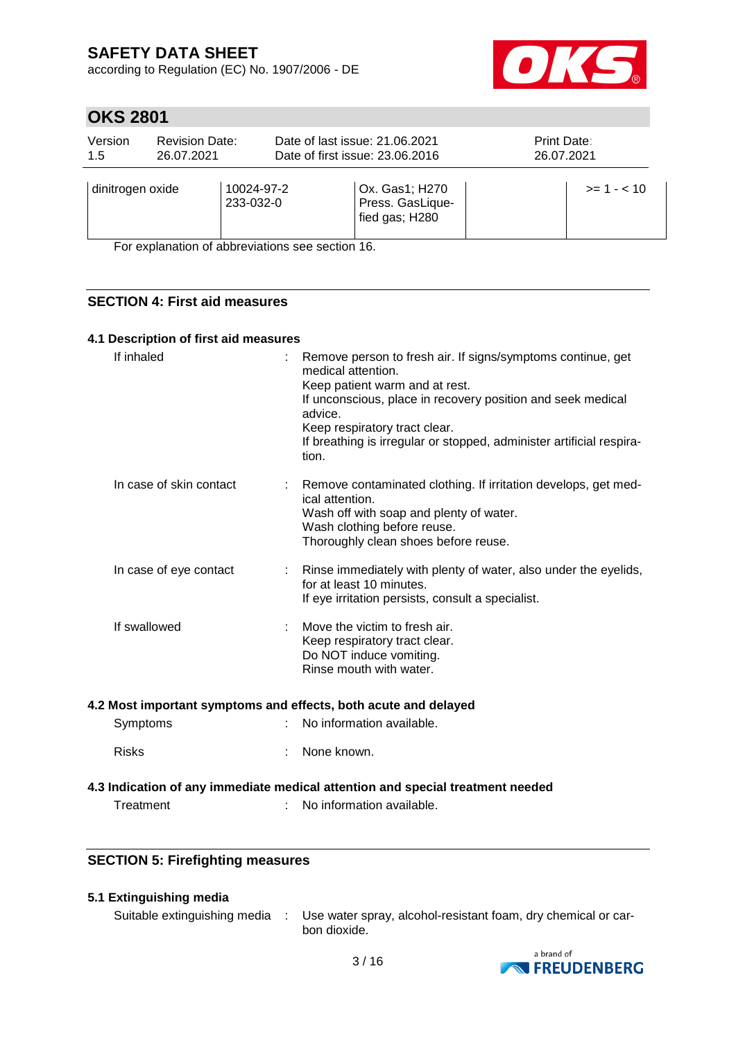| dinitrogen oxide | 10024-97-2<br>233-032-0 | Ox. Gas1; H270<br>Press. GasLiquefied gas; H280 | | >= 1 - < 10 |
|---|---|---|---|---|

For explanation of abbreviations see section 16.

## SECTION 4: First aid measures

### 4.1 Description of first aid measures

If inhaled : Remove person to fresh air. If signs/symptoms continue, get medical attention.
Keep patient warm and at rest.
If unconscious, place in recovery position and seek medical advice.
Keep respiratory tract clear.
If breathing is irregular or stopped, administer artificial respiration.

In case of skin contact : Remove contaminated clothing. If irritation develops, get medical attention.
Wash off with soap and plenty of water.
Wash clothing before reuse.
Thoroughly clean shoes before reuse.

In case of eye contact : Rinse immediately with plenty of water, also under the eyelids, for at least 10 minutes.
If eye irritation persists, consult a specialist.

If swallowed : Move the victim to fresh air.
Keep respiratory tract clear.
Do NOT induce vomiting.
Rinse mouth with water.

### 4.2 Most important symptoms and effects, both acute and delayed

Symptoms : No information available.

Risks : None known.

### 4.3 Indication of any immediate medical attention and special treatment needed

Treatment : No information available.

## SECTION 5: Firefighting measures

### 5.1 Extinguishing media

Suitable extinguishing media : Use water spray, alcohol-resistant foam, dry chemical or carbon dioxide.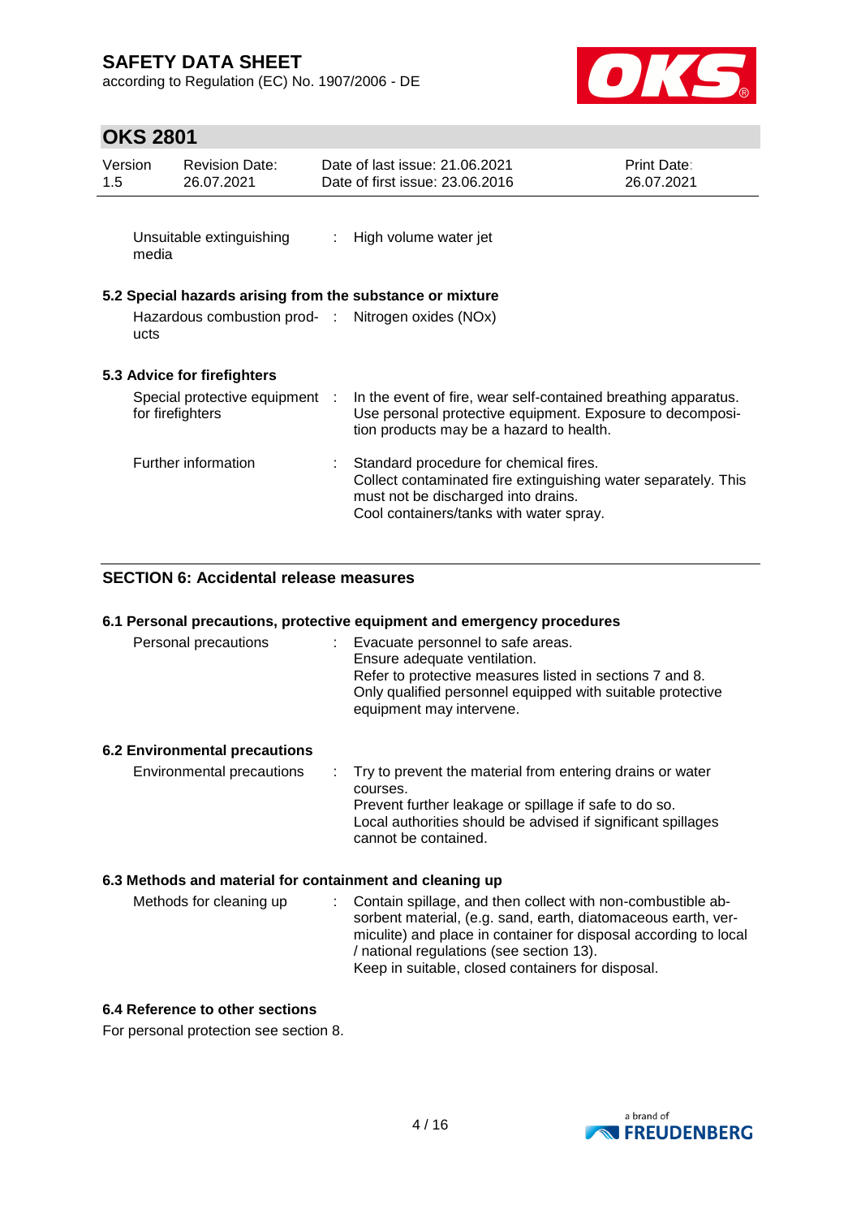| | | |
|---|---|---|
| Unsuitable extinguishing media | : | High volume water jet |

### 5.2 Special hazards arising from the substance or mixture

| | | |
|---|---|---|
| Hazardous combustion products | : | Nitrogen oxides (NOx) |

### 5.3 Advice for firefighters

| | | |
|---|---|---|
| Special protective equipment for firefighters | : | In the event of fire, wear self-contained breathing apparatus. Use personal protective equipment. Exposure to decomposition products may be a hazard to health. |
| Further information | : | Standard procedure for chemical fires.<br>Collect contaminated fire extinguishing water separately. This must not be discharged into drains.<br>Cool containers/tanks with water spray. |

## SECTION 6: Accidental release measures

### 6.1 Personal precautions, protective equipment and emergency procedures

| | | |
|---|---|---|
| Personal precautions | : | Evacuate personnel to safe areas.<br>Ensure adequate ventilation.<br>Refer to protective measures listed in sections 7 and 8.<br>Only qualified personnel equipped with suitable protective equipment may intervene. |

### 6.2 Environmental precautions

| | | |
|---|---|---|
| Environmental precautions | : | Try to prevent the material from entering drains or water courses.<br>Prevent further leakage or spillage if safe to do so.<br>Local authorities should be advised if significant spillages cannot be contained. |

### 6.3 Methods and material for containment and cleaning up

| | | |
|---|---|---|
| Methods for cleaning up | : | Contain spillage, and then collect with non-combustible absorbent material, (e.g. sand, earth, diatomaceous earth, vermiculite) and place in container for disposal according to local / national regulations (see section 13).<br>Keep in suitable, closed containers for disposal. |

### 6.4 Reference to other sections

For personal protection see section 8.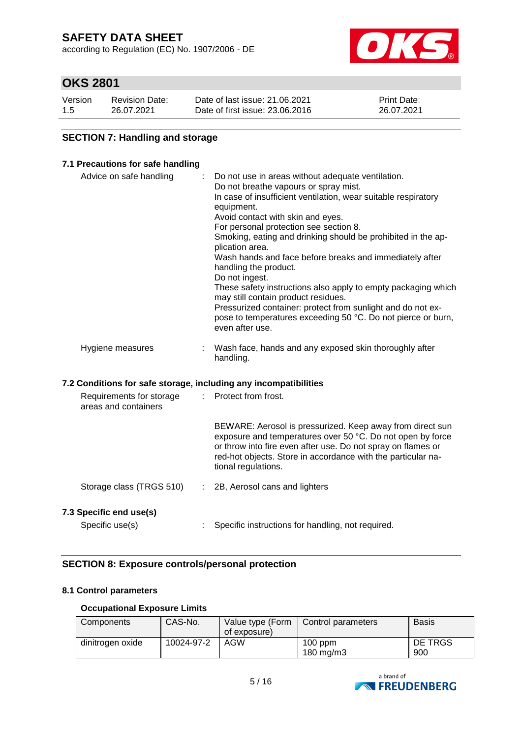## SECTION 7: Handling and storage

### 7.1 Precautions for safe handling

Advice on safe handling : Do not use in areas without adequate ventilation.
Do not breathe vapours or spray mist.
In case of insufficient ventilation, wear suitable respiratory equipment.
Avoid contact with skin and eyes.
For personal protection see section 8.
Smoking, eating and drinking should be prohibited in the application area.
Wash hands and face before breaks and immediately after handling the product.
Do not ingest.
These safety instructions also apply to empty packaging which may still contain product residues.
Pressurized container: protect from sunlight and do not expose to temperatures exceeding 50 °C. Do not pierce or burn, even after use.

Hygiene measures : Wash face, hands and any exposed skin thoroughly after handling.

### 7.2 Conditions for safe storage, including any incompatibilities

Requirements for storage areas and containers : Protect from frost.

BEWARE: Aerosol is pressurized. Keep away from direct sun exposure and temperatures over 50 °C. Do not open by force or throw into fire even after use. Do not spray on flames or red-hot objects. Store in accordance with the particular national regulations.

Storage class (TRGS 510) : 2B, Aerosol cans and lighters

### 7.3 Specific end use(s)

Specific use(s) : Specific instructions for handling, not required.

## SECTION 8: Exposure controls/personal protection

### 8.1 Control parameters

#### Occupational Exposure Limits

| Components | CAS-No. | Value type (Form of exposure) | Control parameters | Basis |
|---|---|---|---|---|
| dinitrogen oxide | 10024-97-2 | AGW | 100 ppm<br>180 mg/m3 | DE TRGS 900 |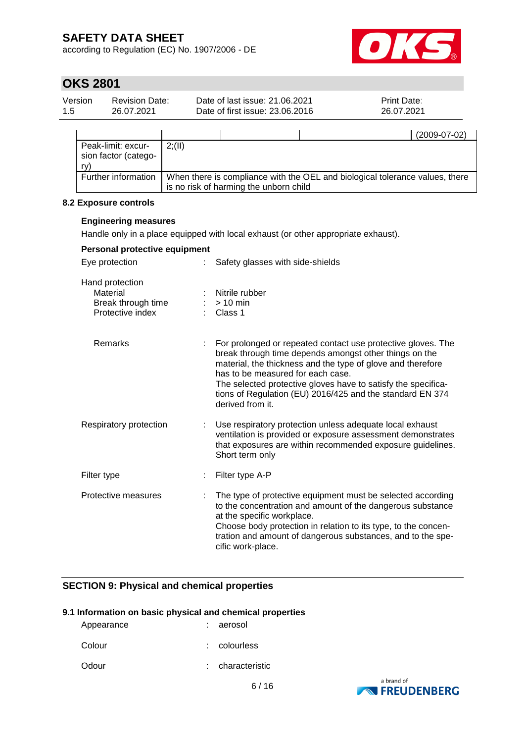| | | | | (2009-07-02) |
|---|---|---|---|---|
| Peak-limit: excursion factor (category) | 2;(II) | | | |
| Further information | When there is compliance with the OEL and biological tolerance values, there is no risk of harming the unborn child | | | |

**8.2 Exposure controls**

**Engineering measures**

Handle only in a place equipped with local exhaust (or other appropriate exhaust).

**Personal protective equipment**

Eye protection : Safety glasses with side-shields

Hand protection
- Material : Nitrile rubber
- Break through time : > 10 min
- Protective index : Class 1

Remarks : For prolonged or repeated contact use protective gloves. The break through time depends amongst other things on the material, the thickness and the type of glove and therefore has to be measured for each case.
The selected protective gloves have to satisfy the specifications of Regulation (EU) 2016/425 and the standard EN 374 derived from it.

Respiratory protection : Use respiratory protection unless adequate local exhaust ventilation is provided or exposure assessment demonstrates that exposures are within recommended exposure guidelines. Short term only

Filter type : Filter type A-P

Protective measures : The type of protective equipment must be selected according to the concentration and amount of the dangerous substance at the specific workplace.
Choose body protection in relation to its type, to the concentration and amount of dangerous substances, and to the specific work-place.

## SECTION 9: Physical and chemical properties

**9.1 Information on basic physical and chemical properties**

Appearance : aerosol

Colour : colourless

Odour : characteristic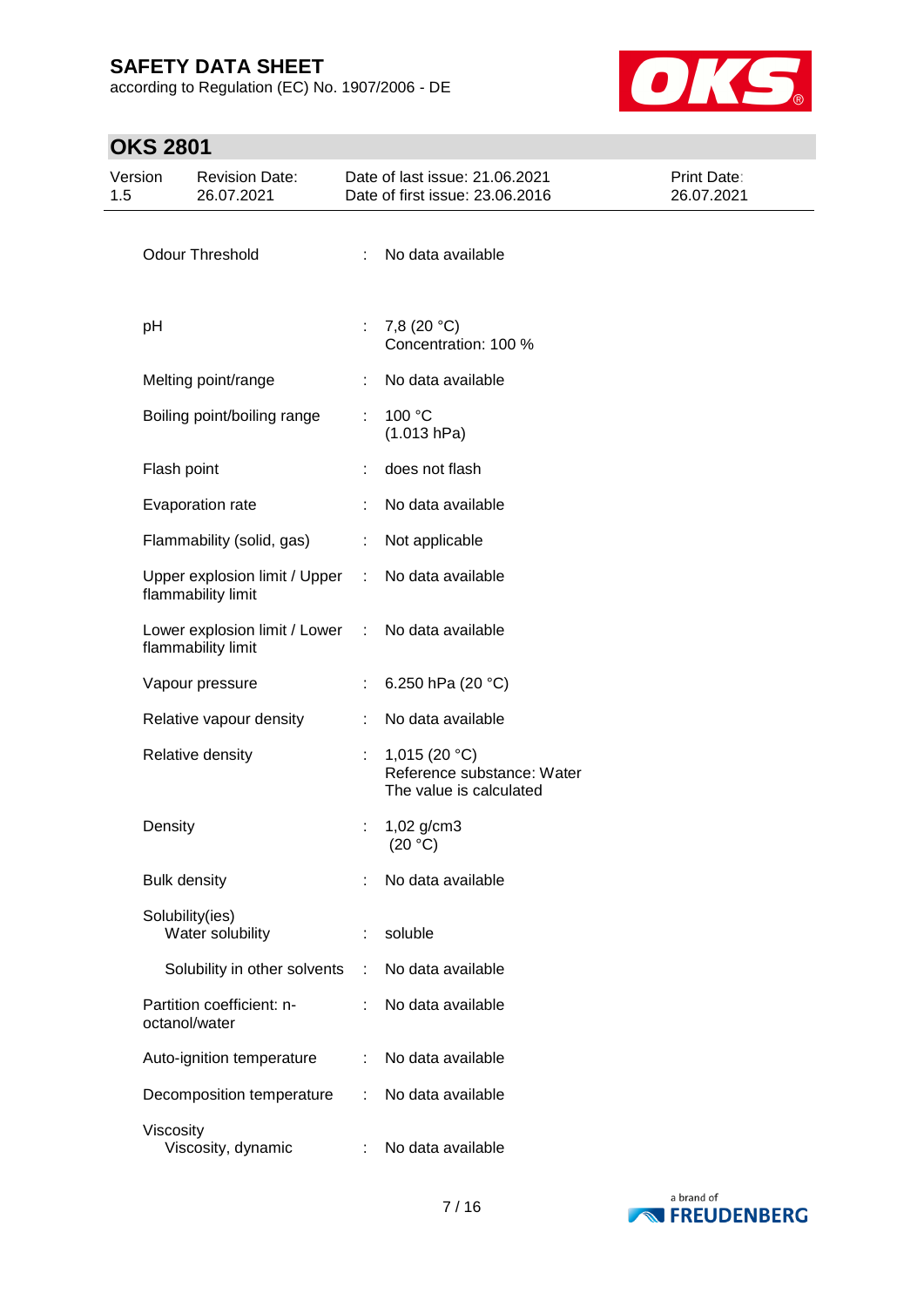| | | |
|---|---|---|
| Odour Threshold | : | No data available |
| pH | : | 7,8 (20 °C)<br>Concentration: 100 % |
| Melting point/range | : | No data available |
| Boiling point/boiling range | : | 100 °C<br>(1.013 hPa) |
| Flash point | : | does not flash |
| Evaporation rate | : | No data available |
| Flammability (solid, gas) | : | Not applicable |
| Upper explosion limit / Upper flammability limit | : | No data available |
| Lower explosion limit / Lower flammability limit | : | No data available |
| Vapour pressure | : | 6.250 hPa (20 °C) |
| Relative vapour density | : | No data available |
| Relative density | : | 1,015 (20 °C)<br>Reference substance: Water<br>The value is calculated |
| Density | : | 1,02 g/cm3<br>(20 °C) |
| Bulk density | : | No data available |
| Solubility(ies)<br>Water solubility | : | soluble |
| Solubility in other solvents | : | No data available |
| Partition coefficient: n-octanol/water | : | No data available |
| Auto-ignition temperature | : | No data available |
| Decomposition temperature | : | No data available |
| Viscosity<br>Viscosity, dynamic | : | No data available |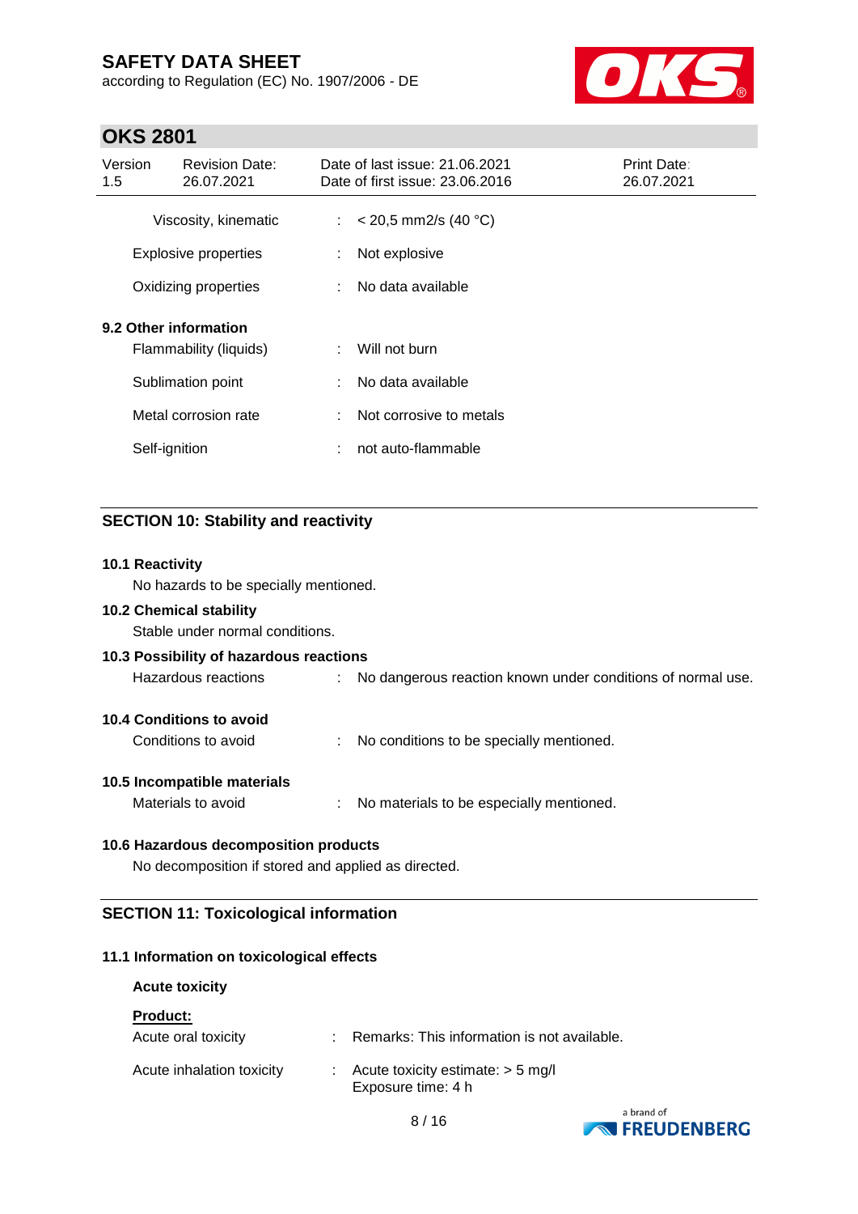| | | |
|---|---|---|
| Viscosity, kinematic | : | < 20,5 mm2/s (40 °C) |
| Explosive properties | : | Not explosive |
| Oxidizing properties | : | No data available |

**9.2 Other information**

| | | |
|---|---|---|
| Flammability (liquids) | : | Will not burn |
| Sublimation point | : | No data available |
| Metal corrosion rate | : | Not corrosive to metals |
| Self-ignition | : | not auto-flammable |

## SECTION 10: Stability and reactivity

**10.1 Reactivity**

No hazards to be specially mentioned.

**10.2 Chemical stability**

Stable under normal conditions.

**10.3 Possibility of hazardous reactions**

Hazardous reactions : No dangerous reaction known under conditions of normal use.

**10.4 Conditions to avoid**

Conditions to avoid : No conditions to be specially mentioned.

**10.5 Incompatible materials**

Materials to avoid : No materials to be especially mentioned.

**10.6 Hazardous decomposition products**

No decomposition if stored and applied as directed.

## SECTION 11: Toxicological information

**11.1 Information on toxicological effects**

**Acute toxicity**

**Product:**

| | | |
|---|---|---|
| Acute oral toxicity | : | Remarks: This information is not available. |
| Acute inhalation toxicity | : | Acute toxicity estimate: > 5 mg/l<br>Exposure time: 4 h |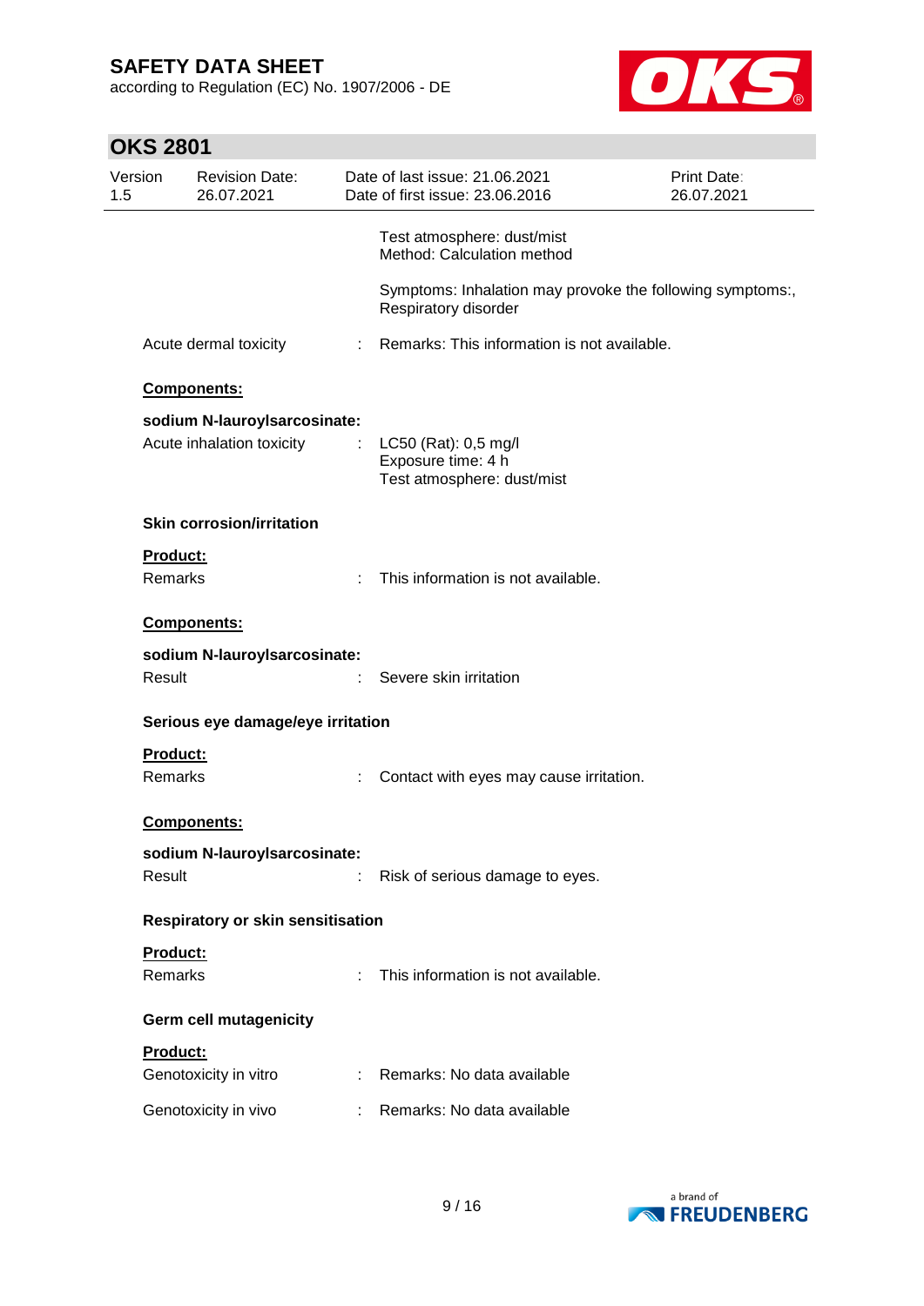Test atmosphere: dust/mist
Method: Calculation method

Symptoms: Inhalation may provoke the following symptoms:, Respiratory disorder

Acute dermal toxicity : Remarks: This information is not available.

**Components:**

**sodium N-lauroylsarcosinate:**

Acute inhalation toxicity : LC50 (Rat): 0,5 mg/l
Exposure time: 4 h
Test atmosphere: dust/mist

**Skin corrosion/irritation**

**Product:**

Remarks : This information is not available.

**Components:**

**sodium N-lauroylsarcosinate:**

Result : Severe skin irritation

**Serious eye damage/eye irritation**

**Product:**

Remarks : Contact with eyes may cause irritation.

**Components:**

**sodium N-lauroylsarcosinate:**

Result : Risk of serious damage to eyes.

**Respiratory or skin sensitisation**

**Product:**

Remarks : This information is not available.

**Germ cell mutagenicity**

**Product:**

Genotoxicity in vitro : Remarks: No data available

Genotoxicity in vivo : Remarks: No data available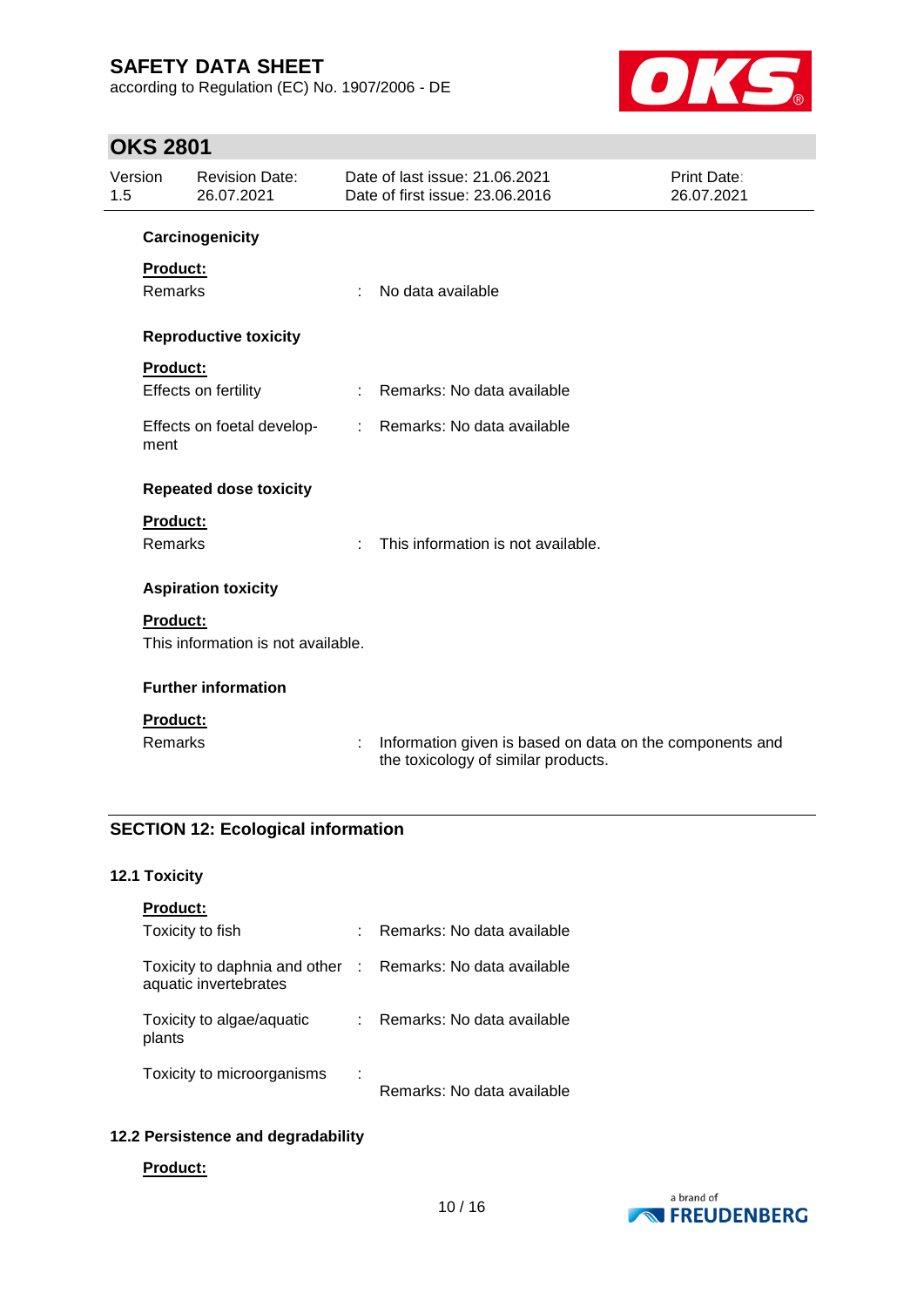**Carcinogenicity**

**Product:**

Remarks : No data available

**Reproductive toxicity**

**Product:**

Effects on fertility : Remarks: No data available

Effects on foetal development : Remarks: No data available

**Repeated dose toxicity**

**Product:**

Remarks : This information is not available.

**Aspiration toxicity**

**Product:**

This information is not available.

**Further information**

**Product:**

Remarks : Information given is based on data on the components and the toxicology of similar products.

## SECTION 12: Ecological information

### 12.1 Toxicity

**Product:**

Toxicity to fish : Remarks: No data available

Toxicity to daphnia and other aquatic invertebrates : Remarks: No data available

Toxicity to algae/aquatic plants : Remarks: No data available

Toxicity to microorganisms : Remarks: No data available

### 12.2 Persistence and degradability

**Product:**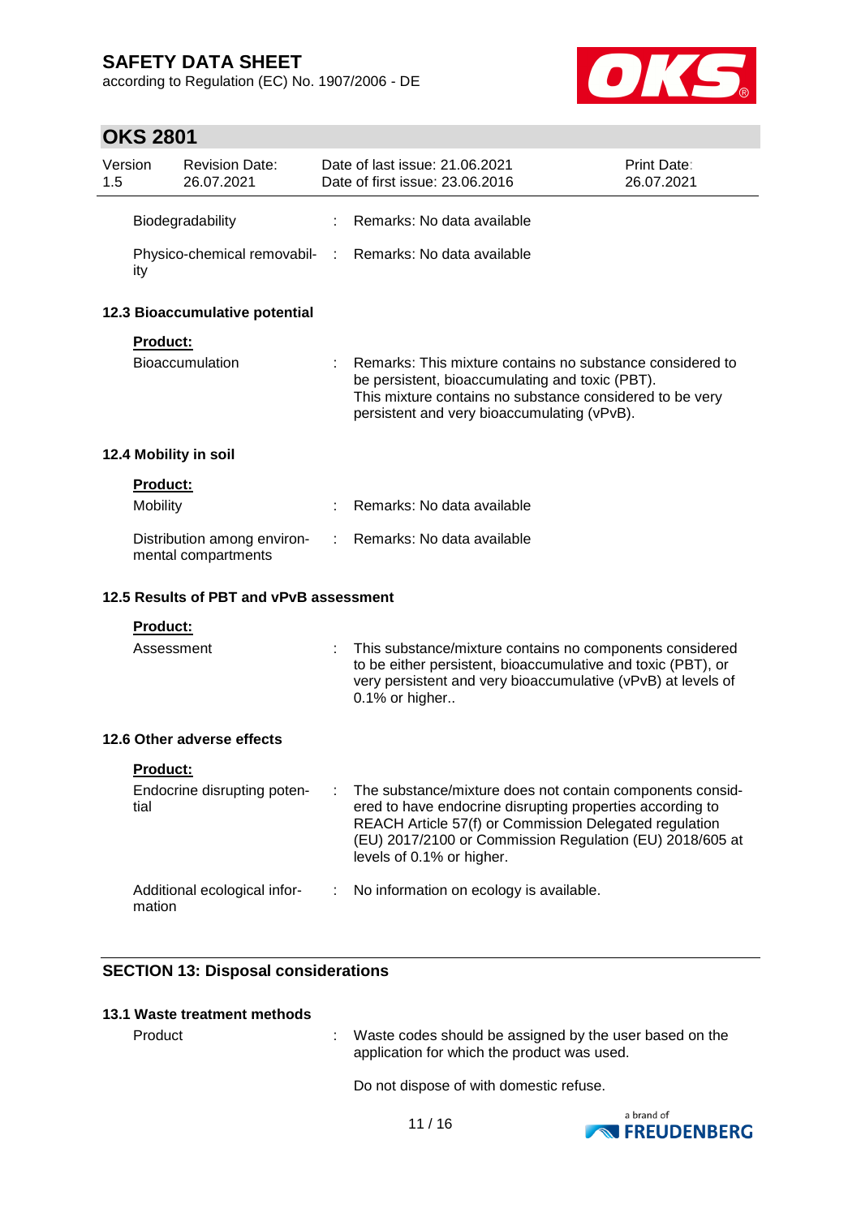| | | |
|---|---|---|
| Biodegradability | : | Remarks: No data available |
| Physico-chemical removability | : | Remarks: No data available |

### 12.3 Bioaccumulative potential

**Product:**

| | | |
|---|---|---|
| Bioaccumulation | : | Remarks: This mixture contains no substance considered to be persistent, bioaccumulating and toxic (PBT). This mixture contains no substance considered to be very persistent and very bioaccumulating (vPvB). |

### 12.4 Mobility in soil

**Product:**

| | | |
|---|---|---|
| Mobility | : | Remarks: No data available |
| Distribution among environmental compartments | : | Remarks: No data available |

### 12.5 Results of PBT and vPvB assessment

**Product:**

| | | |
|---|---|---|
| Assessment | : | This substance/mixture contains no components considered to be either persistent, bioaccumulative and toxic (PBT), or very persistent and very bioaccumulative (vPvB) at levels of 0.1% or higher.. |

### 12.6 Other adverse effects

**Product:**

| | | |
|---|---|---|
| Endocrine disrupting potential | : | The substance/mixture does not contain components considered to have endocrine disrupting properties according to REACH Article 57(f) or Commission Delegated regulation (EU) 2017/2100 or Commission Regulation (EU) 2018/605 at levels of 0.1% or higher. |
| Additional ecological information | : | No information on ecology is available. |

## SECTION 13: Disposal considerations

### 13.1 Waste treatment methods

| | | |
|---|---|---|
| Product | : | Waste codes should be assigned by the user based on the application for which the product was used.<br><br>Do not dispose of with domestic refuse. |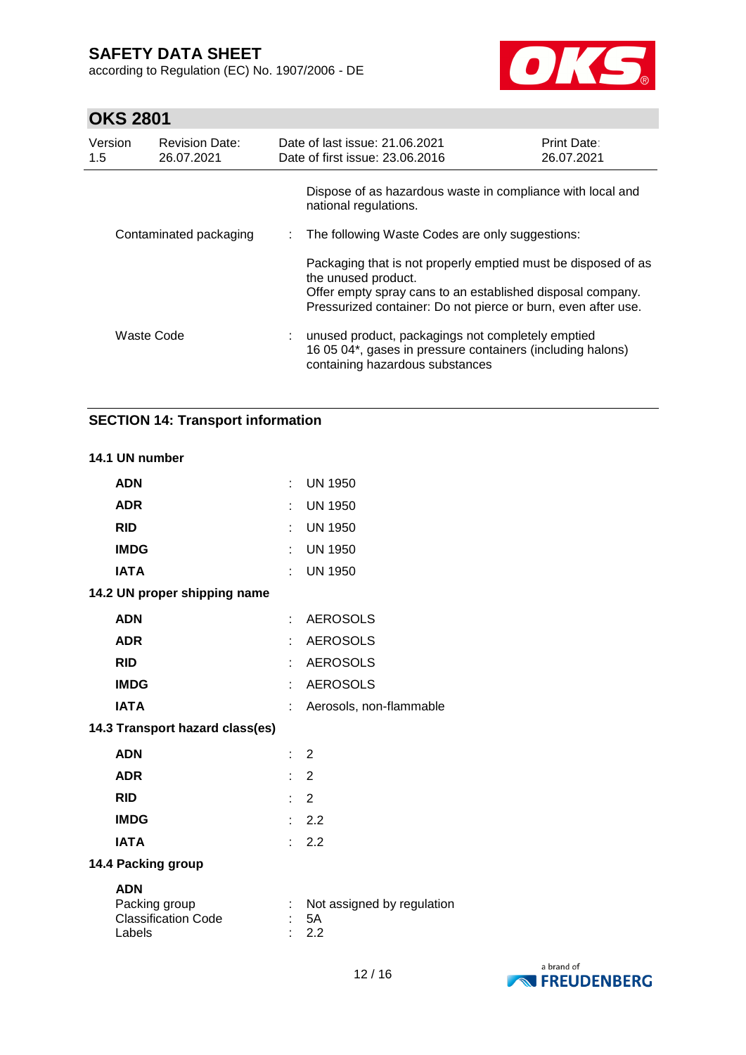| | | |
|---|---|---|
| | | Dispose of as hazardous waste in compliance with local and national regulations. |
| Contaminated packaging | : | The following Waste Codes are only suggestions: |
| | | Packaging that is not properly emptied must be disposed of as the unused product.<br>Offer empty spray cans to an established disposal company.<br>Pressurized container: Do not pierce or burn, even after use. |
| Waste Code | : | unused product, packagings not completely emptied<br>16 05 04*, gases in pressure containers (including halons) containing hazardous substances |

## SECTION 14: Transport information

**14.1 UN number**

| | | |
|---|---|---|
| **ADN** | : | UN 1950 |
| **ADR** | : | UN 1950 |
| **RID** | : | UN 1950 |
| **IMDG** | : | UN 1950 |
| **IATA** | : | UN 1950 |

**14.2 UN proper shipping name**

| | | |
|---|---|---|
| **ADN** | : | AEROSOLS |
| **ADR** | : | AEROSOLS |
| **RID** | : | AEROSOLS |
| **IMDG** | : | AEROSOLS |
| **IATA** | : | Aerosols, non-flammable |

**14.3 Transport hazard class(es)**

| | | |
|---|---|---|
| **ADN** | : | 2 |
| **ADR** | : | 2 |
| **RID** | : | 2 |
| **IMDG** | : | 2.2 |
| **IATA** | : | 2.2 |

**14.4 Packing group**

**ADN**

| | | |
|---|---|---|
| Packing group | : | Not assigned by regulation |
| Classification Code | : | 5A |
| Labels | : | 2.2 |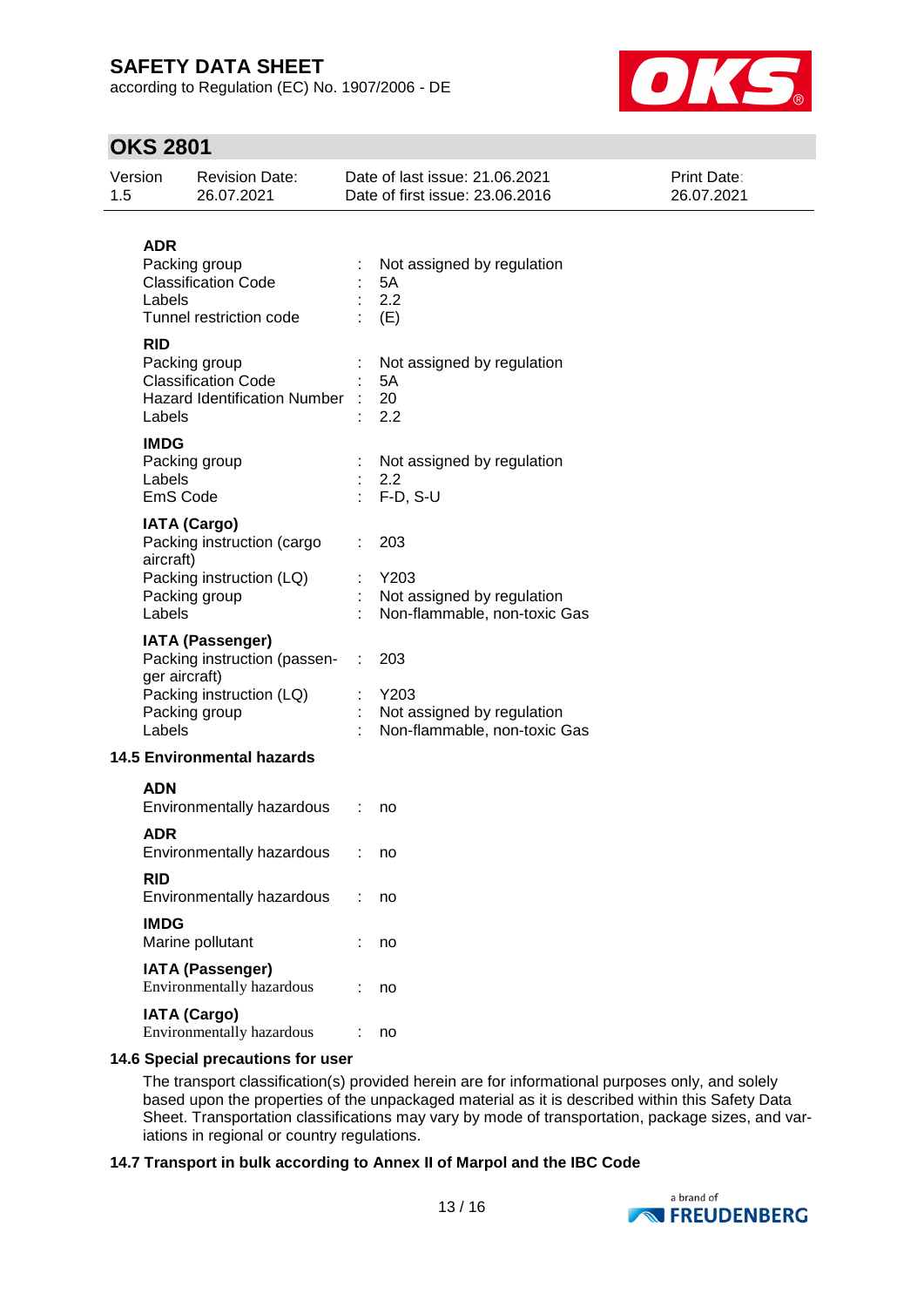**ADR**

| | | |
|---|---|---|
| Packing group | : | Not assigned by regulation |
| Classification Code | : | 5A |
| Labels | : | 2.2 |
| Tunnel restriction code | : | (E) |

**RID**

| | | |
|---|---|---|
| Packing group | : | Not assigned by regulation |
| Classification Code | : | 5A |
| Hazard Identification Number | : | 20 |
| Labels | : | 2.2 |

**IMDG**

| | | |
|---|---|---|
| Packing group | : | Not assigned by regulation |
| Labels | : | 2.2 |
| EmS Code | : | F-D, S-U |

**IATA (Cargo)**

| | | |
|---|---|---|
| Packing instruction (cargo aircraft) | : | 203 |
| Packing instruction (LQ) | : | Y203 |
| Packing group | : | Not assigned by regulation |
| Labels | : | Non-flammable, non-toxic Gas |

**IATA (Passenger)**

| | | |
|---|---|---|
| Packing instruction (passenger aircraft) | : | 203 |
| Packing instruction (LQ) | : | Y203 |
| Packing group | : | Not assigned by regulation |
| Labels | : | Non-flammable, non-toxic Gas |

### 14.5 Environmental hazards

**ADN**

Environmentally hazardous : no

**ADR**

Environmentally hazardous : no

**RID**

Environmentally hazardous : no

**IMDG**

Marine pollutant : no

**IATA (Passenger)**

Environmentally hazardous : no

**IATA (Cargo)**

Environmentally hazardous : no

### 14.6 Special precautions for user

The transport classification(s) provided herein are for informational purposes only, and solely based upon the properties of the unpackaged material as it is described within this Safety Data Sheet. Transportation classifications may vary by mode of transportation, package sizes, and variations in regional or country regulations.

### 14.7 Transport in bulk according to Annex II of Marpol and the IBC Code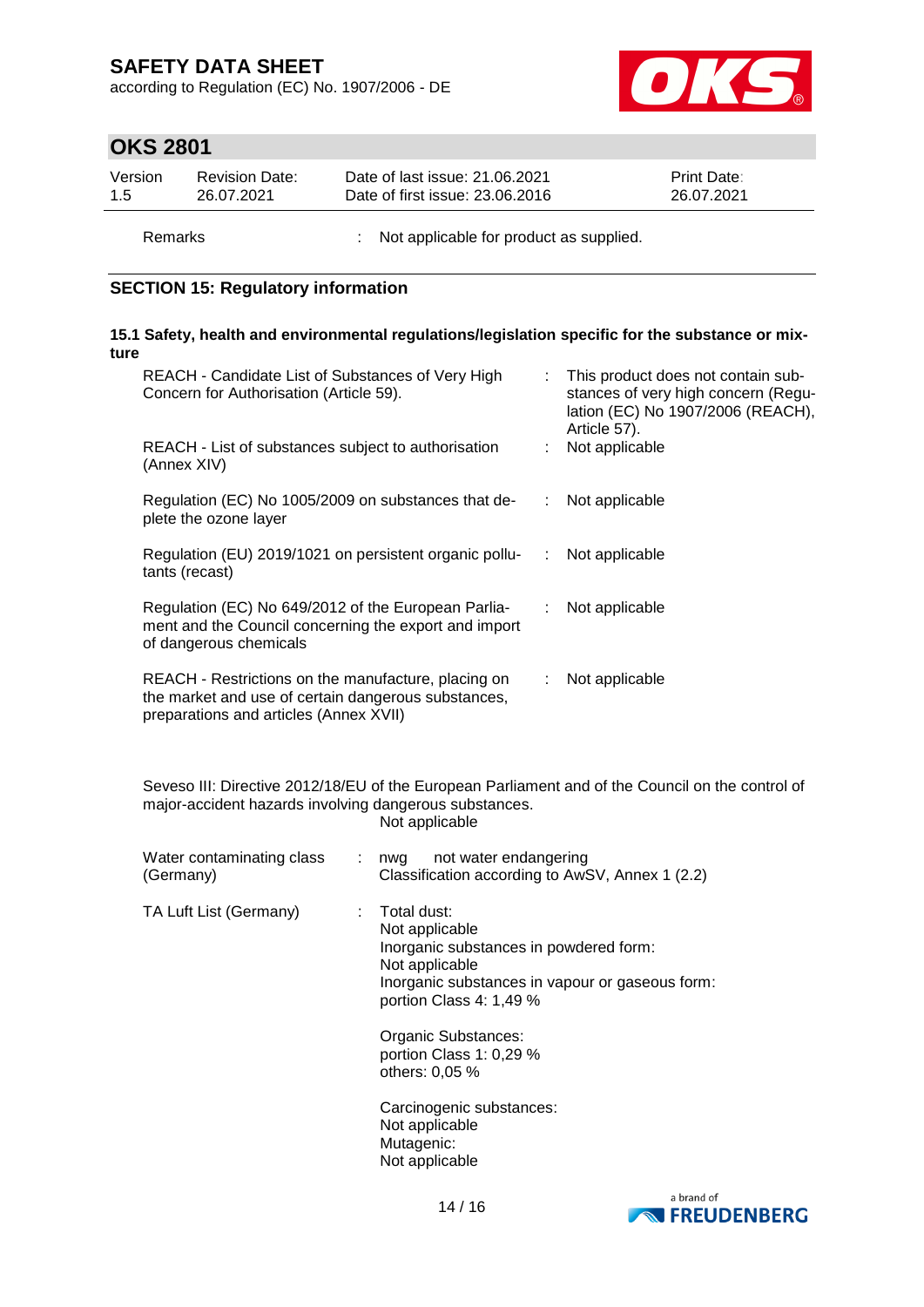Remarks : Not applicable for product as supplied.

## SECTION 15: Regulatory information

### 15.1 Safety, health and environmental regulations/legislation specific for the substance or mixture

| | | |
|---|---|---|
| REACH - Candidate List of Substances of Very High Concern for Authorisation (Article 59). | : | This product does not contain substances of very high concern (Regulation (EC) No 1907/2006 (REACH), Article 57). |
| REACH - List of substances subject to authorisation (Annex XIV) | : | Not applicable |
| Regulation (EC) No 1005/2009 on substances that deplete the ozone layer | : | Not applicable |
| Regulation (EU) 2019/1021 on persistent organic pollutants (recast) | : | Not applicable |
| Regulation (EC) No 649/2012 of the European Parliament and the Council concerning the export and import of dangerous chemicals | : | Not applicable |
| REACH - Restrictions on the manufacture, placing on the market and use of certain dangerous substances, preparations and articles (Annex XVII) | : | Not applicable |

Seveso III: Directive 2012/18/EU of the European Parliament and of the Council on the control of major-accident hazards involving dangerous substances.
Not applicable

| | | |
|---|---|---|
| Water contaminating class (Germany) | : | nwg not water endangering<br>Classification according to AwSV, Annex 1 (2.2) |
| TA Luft List (Germany) | : | Total dust:<br>Not applicable<br>Inorganic substances in powdered form:<br>Not applicable<br>Inorganic substances in vapour or gaseous form:<br>portion Class 4: 1,49 %<br><br>Organic Substances:<br>portion Class 1: 0,29 %<br>others: 0,05 %<br><br>Carcinogenic substances:<br>Not applicable<br>Mutagenic:<br>Not applicable |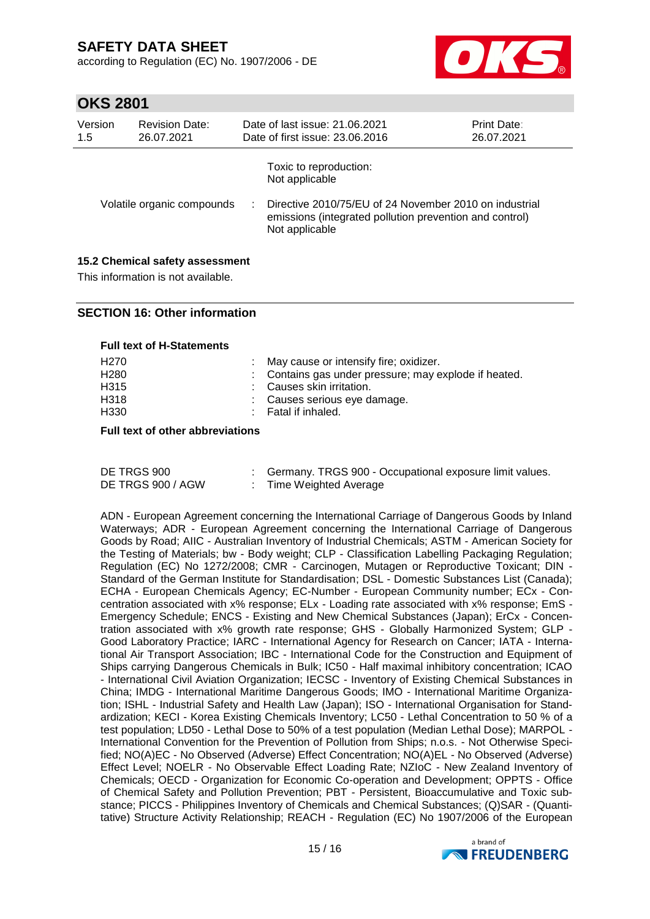Toxic to reproduction:
Not applicable

Volatile organic compounds : Directive 2010/75/EU of 24 November 2010 on industrial emissions (integrated pollution prevention and control)
Not applicable

### 15.2 Chemical safety assessment

This information is not available.

## SECTION 16: Other information

**Full text of H-Statements**

| | |
|---|---|
| H270 | : May cause or intensify fire; oxidizer. |
| H280 | : Contains gas under pressure; may explode if heated. |
| H315 | : Causes skin irritation. |
| H318 | : Causes serious eye damage. |
| H330 | : Fatal if inhaled. |

**Full text of other abbreviations**

| | |
|---|---|
| DE TRGS 900 | : Germany. TRGS 900 - Occupational exposure limit values. |
| DE TRGS 900 / AGW | : Time Weighted Average |

ADN - European Agreement concerning the International Carriage of Dangerous Goods by Inland Waterways; ADR - European Agreement concerning the International Carriage of Dangerous Goods by Road; AIIC - Australian Inventory of Industrial Chemicals; ASTM - American Society for the Testing of Materials; bw - Body weight; CLP - Classification Labelling Packaging Regulation; Regulation (EC) No 1272/2008; CMR - Carcinogen, Mutagen or Reproductive Toxicant; DIN - Standard of the German Institute for Standardisation; DSL - Domestic Substances List (Canada); ECHA - European Chemicals Agency; EC-Number - European Community number; ECx - Concentration associated with x% response; ELx - Loading rate associated with x% response; EmS - Emergency Schedule; ENCS - Existing and New Chemical Substances (Japan); ErCx - Concentration associated with x% growth rate response; GHS - Globally Harmonized System; GLP - Good Laboratory Practice; IARC - International Agency for Research on Cancer; IATA - International Air Transport Association; IBC - International Code for the Construction and Equipment of Ships carrying Dangerous Chemicals in Bulk; IC50 - Half maximal inhibitory concentration; ICAO - International Civil Aviation Organization; IECSC - Inventory of Existing Chemical Substances in China; IMDG - International Maritime Dangerous Goods; IMO - International Maritime Organization; ISHL - Industrial Safety and Health Law (Japan); ISO - International Organisation for Standardization; KECI - Korea Existing Chemicals Inventory; LC50 - Lethal Concentration to 50 % of a test population; LD50 - Lethal Dose to 50% of a test population (Median Lethal Dose); MARPOL - International Convention for the Prevention of Pollution from Ships; n.o.s. - Not Otherwise Specified; NO(A)EC - No Observed (Adverse) Effect Concentration; NO(A)EL - No Observed (Adverse) Effect Level; NOELR - No Observable Effect Loading Rate; NZIoC - New Zealand Inventory of Chemicals; OECD - Organization for Economic Co-operation and Development; OPPTS - Office of Chemical Safety and Pollution Prevention; PBT - Persistent, Bioaccumulative and Toxic substance; PICCS - Philippines Inventory of Chemicals and Chemical Substances; (Q)SAR - (Quantitative) Structure Activity Relationship; REACH - Regulation (EC) No 1907/2006 of the European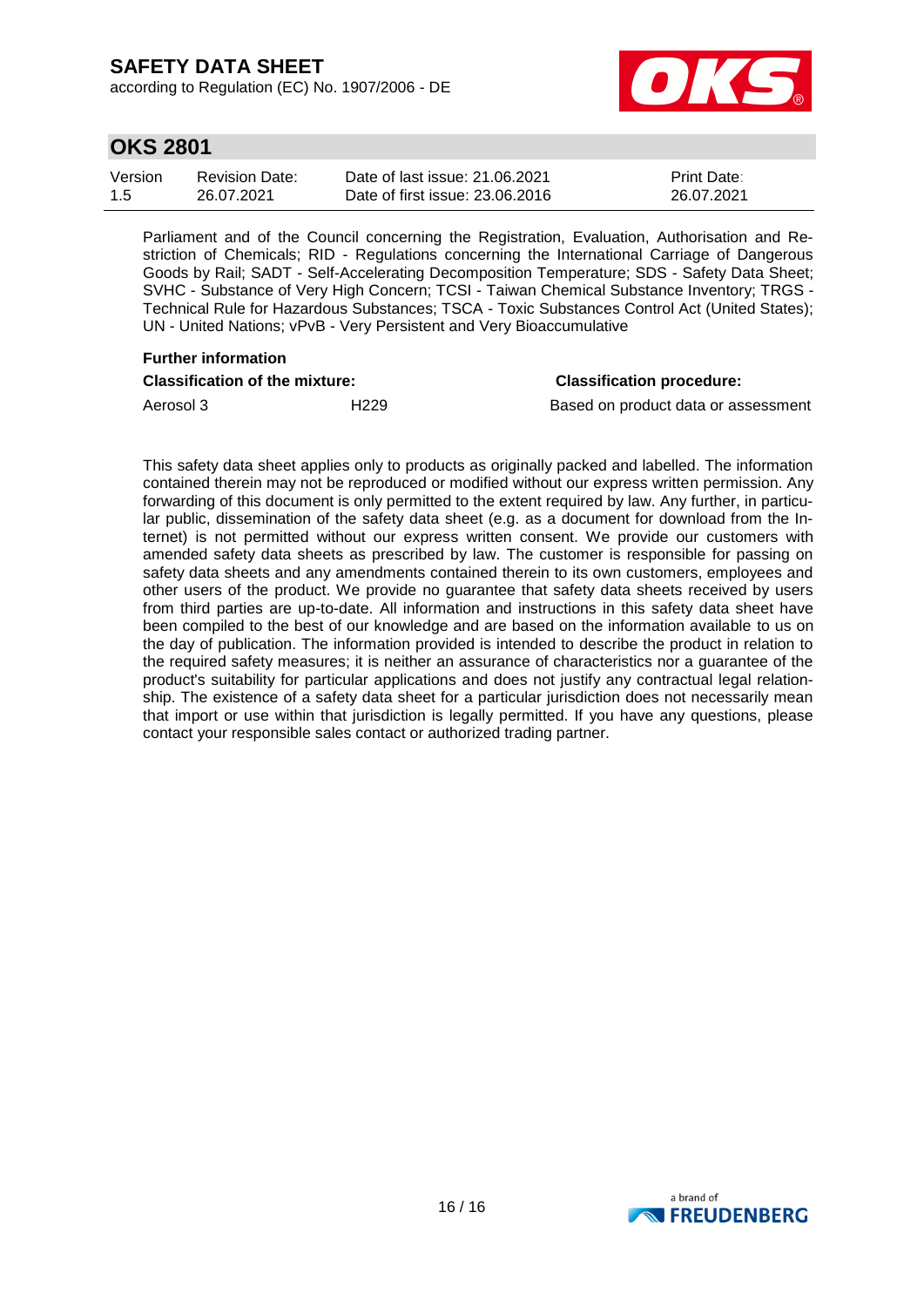Parliament and of the Council concerning the Registration, Evaluation, Authorisation and Restriction of Chemicals; RID - Regulations concerning the International Carriage of Dangerous Goods by Rail; SADT - Self-Accelerating Decomposition Temperature; SDS - Safety Data Sheet; SVHC - Substance of Very High Concern; TCSI - Taiwan Chemical Substance Inventory; TRGS - Technical Rule for Hazardous Substances; TSCA - Toxic Substances Control Act (United States); UN - United Nations; vPvB - Very Persistent and Very Bioaccumulative

**Further information**

| Classification of the mixture: | | Classification procedure: |
|---|---|---|
| Aerosol 3 | H229 | Based on product data or assessment |

This safety data sheet applies only to products as originally packed and labelled. The information contained therein may not be reproduced or modified without our express written permission. Any forwarding of this document is only permitted to the extent required by law. Any further, in particular public, dissemination of the safety data sheet (e.g. as a document for download from the Internet) is not permitted without our express written consent. We provide our customers with amended safety data sheets as prescribed by law. The customer is responsible for passing on safety data sheets and any amendments contained therein to its own customers, employees and other users of the product. We provide no guarantee that safety data sheets received by users from third parties are up-to-date. All information and instructions in this safety data sheet have been compiled to the best of our knowledge and are based on the information available to us on the day of publication. The information provided is intended to describe the product in relation to the required safety measures; it is neither an assurance of characteristics nor a guarantee of the product's suitability for particular applications and does not justify any contractual legal relationship. The existence of a safety data sheet for a particular jurisdiction does not necessarily mean that import or use within that jurisdiction is legally permitted. If you have any questions, please contact your responsible sales contact or authorized trading partner.